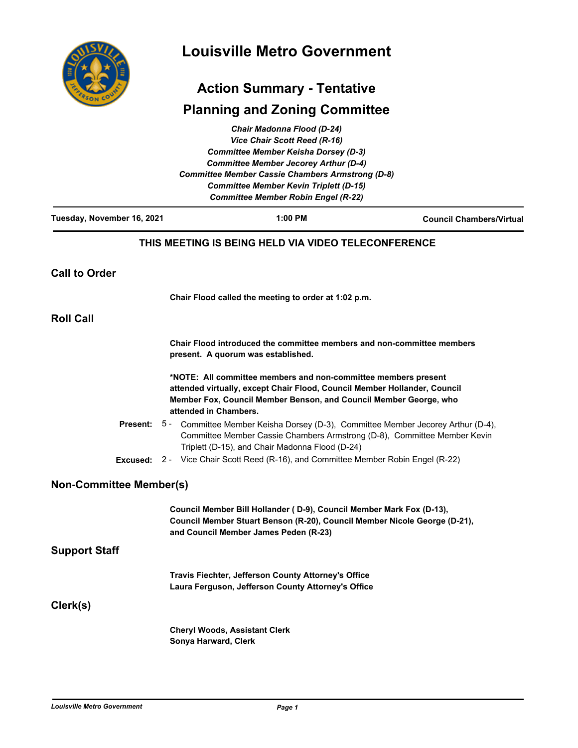# Louisville Metro Government

## Action Summary - Tentative

## Planning and Zoning Committee

*Chair Madonna Flood (D-24)*
*Vice Chair Scott Reed (R-16)*
*Committee Member Keisha Dorsey (D-3)*
*Committee Member Jecorey Arthur (D-4)*
*Committee Member Cassie Chambers Armstrong (D-8)*
*Committee Member Kevin Triplett (D-15)*
*Committee Member Robin Engel (R-22)*

**Tuesday, November 16, 2021** | **1:00 PM** | **Council Chambers/Virtual**

**THIS MEETING IS BEING HELD VIA VIDEO TELECONFERENCE**

## Call to Order

**Chair Flood called the meeting to order at 1:02 p.m.**

## Roll Call

**Chair Flood introduced the committee members and non-committee members present. A quorum was established.**

**\*NOTE: All committee members and non-committee members present attended virtually, except Chair Flood, Council Member Hollander, Council Member Fox, Council Member Benson, and Council Member George, who attended in Chambers.**

**Present:** 5 - Committee Member Keisha Dorsey (D-3), Committee Member Jecorey Arthur (D-4), Committee Member Cassie Chambers Armstrong (D-8), Committee Member Kevin Triplett (D-15), and Chair Madonna Flood (D-24)

**Excused:** 2 - Vice Chair Scott Reed (R-16), and Committee Member Robin Engel (R-22)

## Non-Committee Member(s)

**Council Member Bill Hollander ( D-9), Council Member Mark Fox (D-13), Council Member Stuart Benson (R-20), Council Member Nicole George (D-21), and Council Member James Peden (R-23)**

## Support Staff

**Travis Fiechter, Jefferson County Attorney's Office**
**Laura Ferguson, Jefferson County Attorney's Office**

## Clerk(s)

**Cheryl Woods, Assistant Clerk**
**Sonya Harward, Clerk**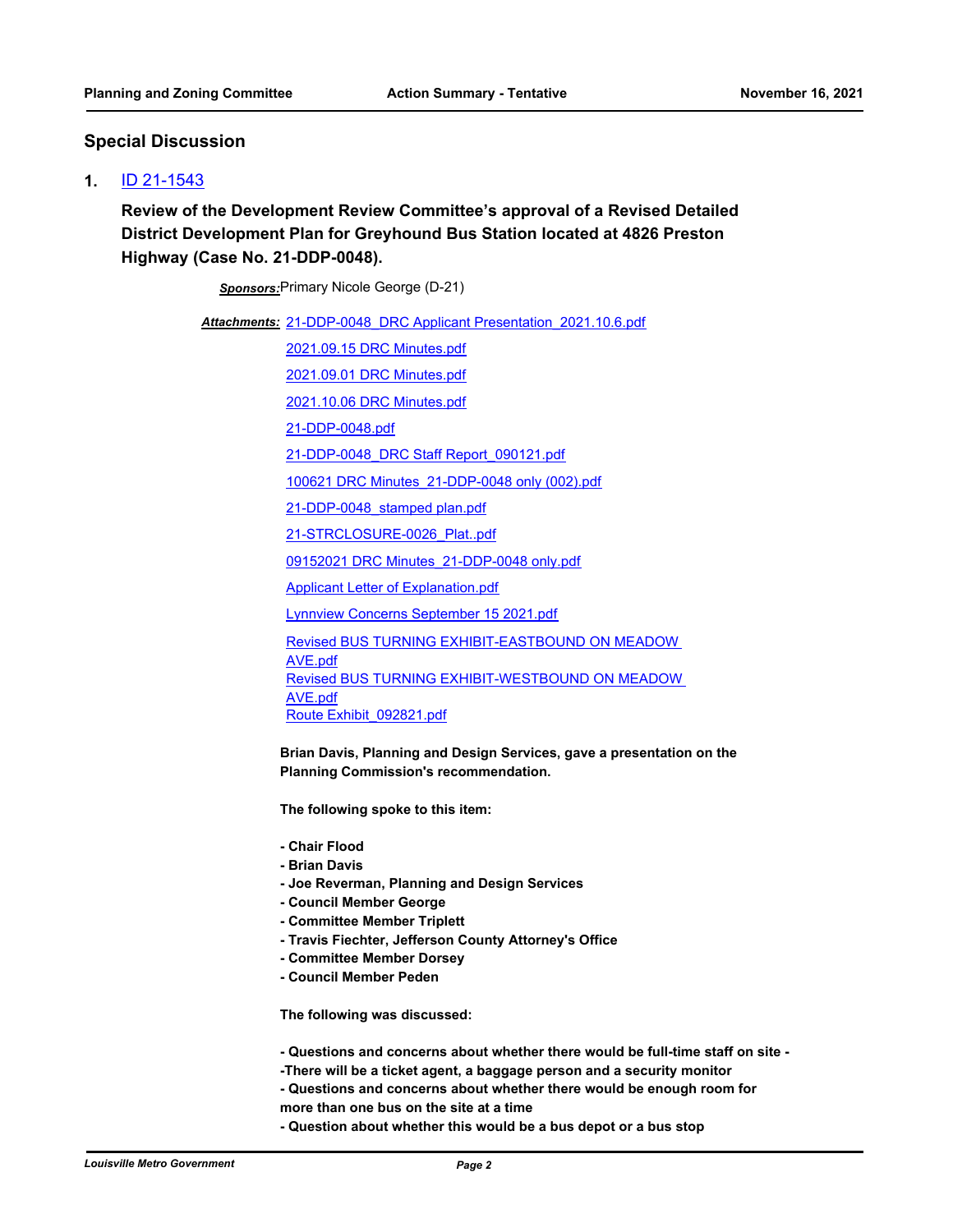## Special Discussion

**1.** ID 21-1543

**Review of the Development Review Committee's approval of a Revised Detailed District Development Plan for Greyhound Bus Station located at 4826 Preston Highway (Case No. 21-DDP-0048).**

***Sponsors:*** Primary Nicole George (D-21)

***Attachments:*** 21-DDP-0048_DRC Applicant Presentation_2021.10.6.pdf
2021.09.15 DRC Minutes.pdf
2021.09.01 DRC Minutes.pdf
2021.10.06 DRC Minutes.pdf
21-DDP-0048.pdf
21-DDP-0048_DRC Staff Report_090121.pdf
100621 DRC Minutes_21-DDP-0048 only (002).pdf
21-DDP-0048_stamped plan.pdf
21-STRCLOSURE-0026_Plat..pdf
09152021 DRC Minutes_21-DDP-0048 only.pdf
Applicant Letter of Explanation.pdf
Lynnview Concerns September 15 2021.pdf
Revised BUS TURNING EXHIBIT-EASTBOUND ON MEADOW AVE.pdf
Revised BUS TURNING EXHIBIT-WESTBOUND ON MEADOW AVE.pdf
Route Exhibit_092821.pdf

**Brian Davis, Planning and Design Services, gave a presentation on the Planning Commission's recommendation.**

**The following spoke to this item:**

**- Chair Flood**
**- Brian Davis**
**- Joe Reverman, Planning and Design Services**
**- Council Member George**
**- Committee Member Triplett**
**- Travis Fiechter, Jefferson County Attorney's Office**
**- Committee Member Dorsey**
**- Council Member Peden**

**The following was discussed:**

**- Questions and concerns about whether there would be full-time staff on site -**
**-There will be a ticket agent, a baggage person and a security monitor**
**- Questions and concerns about whether there would be enough room for more than one bus on the site at a time**
**- Question about whether this would be a bus depot or a bus stop**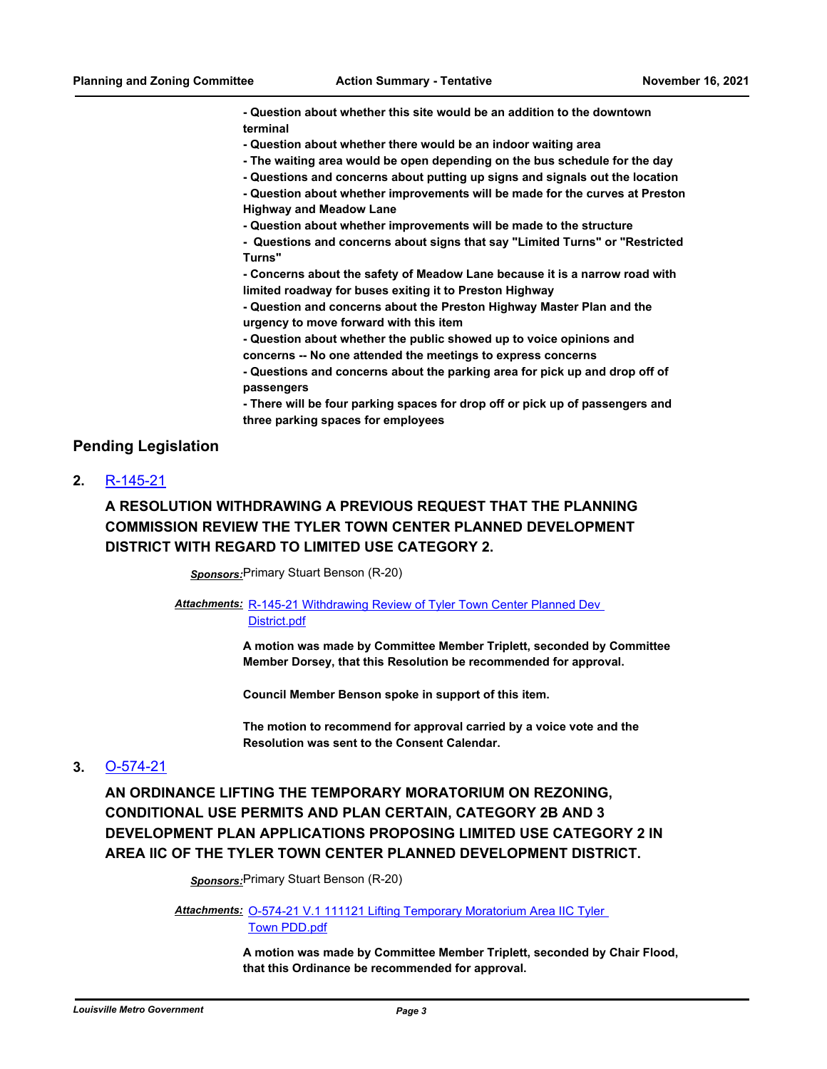**- Question about whether this site would be an addition to the downtown terminal**
**- Question about whether there would be an indoor waiting area**
**- The waiting area would be open depending on the bus schedule for the day**
**- Questions and concerns about putting up signs and signals out the location**
**- Question about whether improvements will be made for the curves at Preston Highway and Meadow Lane**
**- Question about whether improvements will be made to the structure**
**- Questions and concerns about signs that say "Limited Turns" or "Restricted Turns"**
**- Concerns about the safety of Meadow Lane because it is a narrow road with limited roadway for buses exiting it to Preston Highway**
**- Question and concerns about the Preston Highway Master Plan and the urgency to move forward with this item**
**- Question about whether the public showed up to voice opinions and concerns -- No one attended the meetings to express concerns**
**- Questions and concerns about the parking area for pick up and drop off of passengers**
**- There will be four parking spaces for drop off or pick up of passengers and three parking spaces for employees**

## Pending Legislation

**2.** R-145-21

### A RESOLUTION WITHDRAWING A PREVIOUS REQUEST THAT THE PLANNING COMMISSION REVIEW THE TYLER TOWN CENTER PLANNED DEVELOPMENT DISTRICT WITH REGARD TO LIMITED USE CATEGORY 2.

***Sponsors:*** Primary Stuart Benson (R-20)

***Attachments:*** R-145-21 Withdrawing Review of Tyler Town Center Planned Dev District.pdf

**A motion was made by Committee Member Triplett, seconded by Committee Member Dorsey, that this Resolution be recommended for approval.**

**Council Member Benson spoke in support of this item.**

**The motion to recommend for approval carried by a voice vote and the Resolution was sent to the Consent Calendar.**

**3.** O-574-21

### AN ORDINANCE LIFTING THE TEMPORARY MORATORIUM ON REZONING, CONDITIONAL USE PERMITS AND PLAN CERTAIN, CATEGORY 2B AND 3 DEVELOPMENT PLAN APPLICATIONS PROPOSING LIMITED USE CATEGORY 2 IN AREA IIC OF THE TYLER TOWN CENTER PLANNED DEVELOPMENT DISTRICT.

***Sponsors:*** Primary Stuart Benson (R-20)

***Attachments:*** O-574-21 V.1 111121 Lifting Temporary Moratorium Area IIC Tyler Town PDD.pdf

**A motion was made by Committee Member Triplett, seconded by Chair Flood, that this Ordinance be recommended for approval.**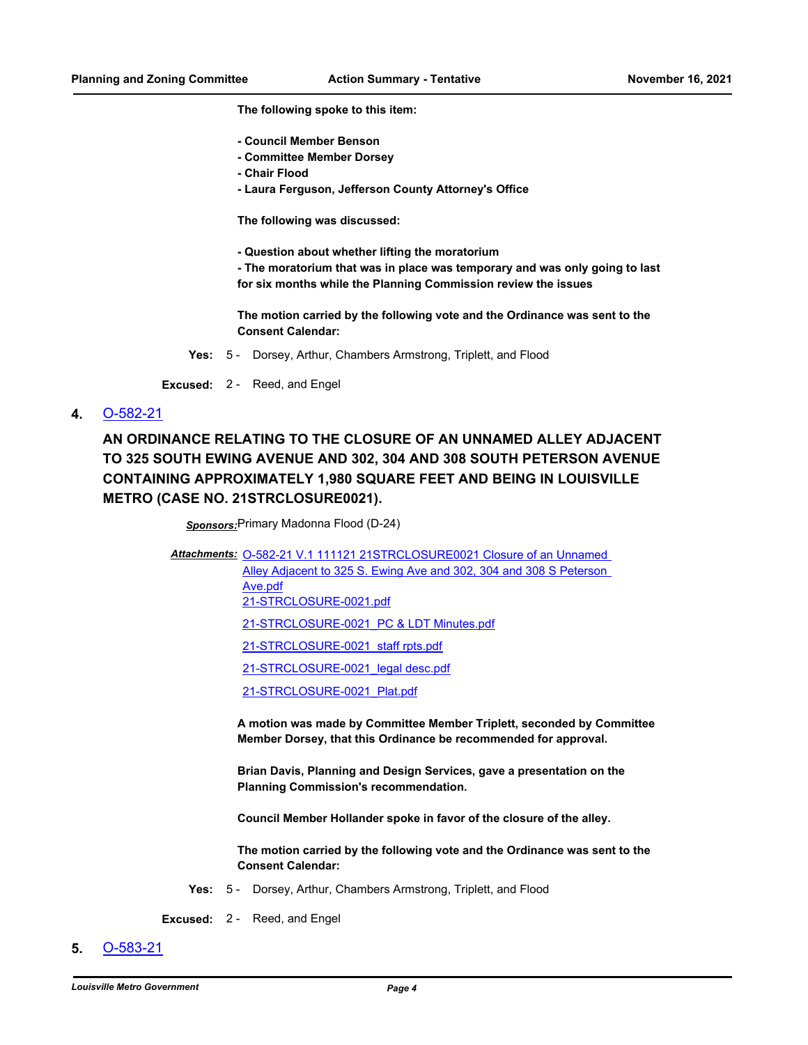**The following spoke to this item:**

**- Council Member Benson**
**- Committee Member Dorsey**
**- Chair Flood**
**- Laura Ferguson, Jefferson County Attorney's Office**

**The following was discussed:**

**- Question about whether lifting the moratorium**
**- The moratorium that was in place was temporary and was only going to last for six months while the Planning Commission review the issues**

**The motion carried by the following vote and the Ordinance was sent to the Consent Calendar:**

**Yes:** 5 - Dorsey, Arthur, Chambers Armstrong, Triplett, and Flood

**Excused:** 2 - Reed, and Engel

**4.** O-582-21

**AN ORDINANCE RELATING TO THE CLOSURE OF AN UNNAMED ALLEY ADJACENT TO 325 SOUTH EWING AVENUE AND 302, 304 AND 308 SOUTH PETERSON AVENUE CONTAINING APPROXIMATELY 1,980 SQUARE FEET AND BEING IN LOUISVILLE METRO (CASE NO. 21STRCLOSURE0021).**

***Sponsors:*** Primary Madonna Flood (D-24)

***Attachments:*** O-582-21 V.1 111121 21STRCLOSURE0021 Closure of an Unnamed Alley Adjacent to 325 S. Ewing Ave and 302, 304 and 308 S Peterson Ave.pdf
21-STRCLOSURE-0021.pdf
21-STRCLOSURE-0021_PC & LDT Minutes.pdf
21-STRCLOSURE-0021_staff rpts.pdf
21-STRCLOSURE-0021_legal desc.pdf
21-STRCLOSURE-0021_Plat.pdf

**A motion was made by Committee Member Triplett, seconded by Committee Member Dorsey, that this Ordinance be recommended for approval.**

**Brian Davis, Planning and Design Services, gave a presentation on the Planning Commission's recommendation.**

**Council Member Hollander spoke in favor of the closure of the alley.**

**The motion carried by the following vote and the Ordinance was sent to the Consent Calendar:**

**Yes:** 5 - Dorsey, Arthur, Chambers Armstrong, Triplett, and Flood

**Excused:** 2 - Reed, and Engel

**5.** O-583-21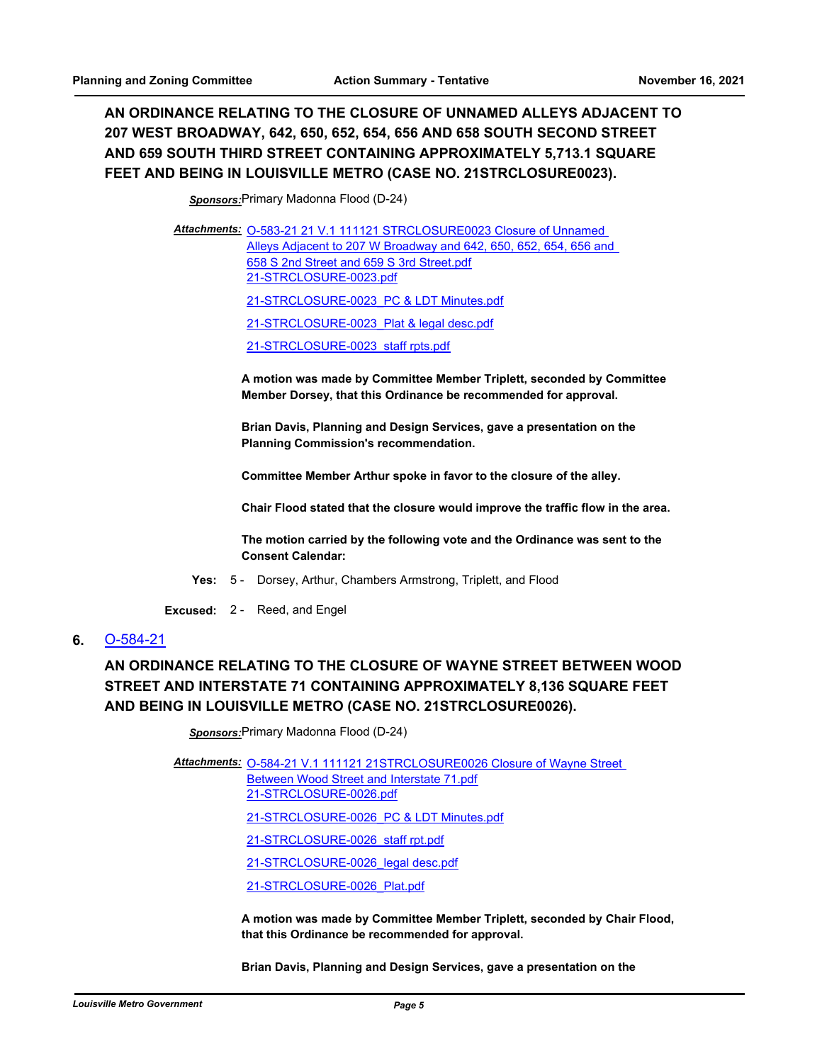**AN ORDINANCE RELATING TO THE CLOSURE OF UNNAMED ALLEYS ADJACENT TO 207 WEST BROADWAY, 642, 650, 652, 654, 656 AND 658 SOUTH SECOND STREET AND 659 SOUTH THIRD STREET CONTAINING APPROXIMATELY 5,713.1 SQUARE FEET AND BEING IN LOUISVILLE METRO (CASE NO. 21STRCLOSURE0023).**

***Sponsors:*** Primary Madonna Flood (D-24)

***Attachments:*** [O-583-21 21 V.1 111121 STRCLOSURE0023 Closure of Unnamed Alleys Adjacent to 207 W Broadway and 642, 650, 652, 654, 656 and 658 S 2nd Street and 659 S 3rd Street.pdf]
[21-STRCLOSURE-0023.pdf]
[21-STRCLOSURE-0023_PC & LDT Minutes.pdf]
[21-STRCLOSURE-0023_Plat & legal desc.pdf]
[21-STRCLOSURE-0023_staff rpts.pdf]

**A motion was made by Committee Member Triplett, seconded by Committee Member Dorsey, that this Ordinance be recommended for approval.**

**Brian Davis, Planning and Design Services, gave a presentation on the Planning Commission's recommendation.**

**Committee Member Arthur spoke in favor to the closure of the alley.**

**Chair Flood stated that the closure would improve the traffic flow in the area.**

**The motion carried by the following vote and the Ordinance was sent to the Consent Calendar:**

**Yes:** 5 - Dorsey, Arthur, Chambers Armstrong, Triplett, and Flood

**Excused:** 2 - Reed, and Engel

## 6. O-584-21

**AN ORDINANCE RELATING TO THE CLOSURE OF WAYNE STREET BETWEEN WOOD STREET AND INTERSTATE 71 CONTAINING APPROXIMATELY 8,136 SQUARE FEET AND BEING IN LOUISVILLE METRO (CASE NO. 21STRCLOSURE0026).**

***Sponsors:*** Primary Madonna Flood (D-24)

***Attachments:*** [O-584-21 V.1 111121 21STRCLOSURE0026 Closure of Wayne Street Between Wood Street and Interstate 71.pdf]
[21-STRCLOSURE-0026.pdf]
[21-STRCLOSURE-0026_PC & LDT Minutes.pdf]
[21-STRCLOSURE-0026_staff rpt.pdf]
[21-STRCLOSURE-0026_legal desc.pdf]
[21-STRCLOSURE-0026_Plat.pdf]

**A motion was made by Committee Member Triplett, seconded by Chair Flood, that this Ordinance be recommended for approval.**

**Brian Davis, Planning and Design Services, gave a presentation on the**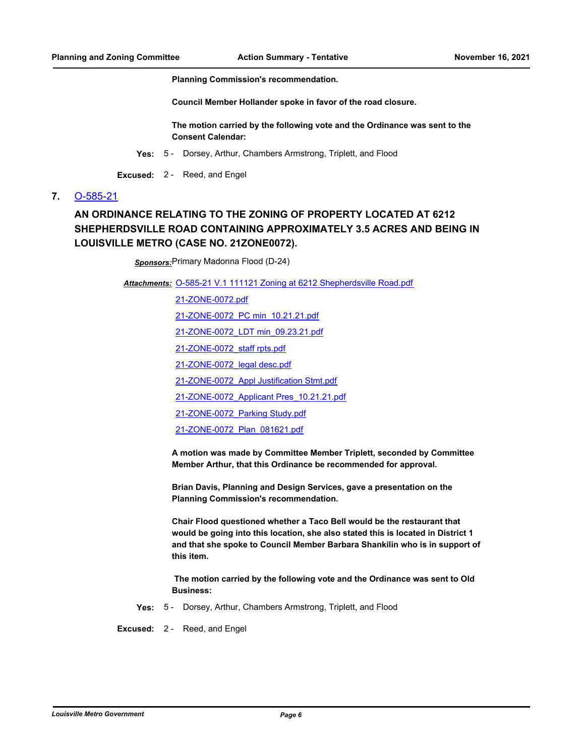**Planning Commission's recommendation.**

**Council Member Hollander spoke in favor of the road closure.**

**The motion carried by the following vote and the Ordinance was sent to the Consent Calendar:**

**Yes:** 5 - Dorsey, Arthur, Chambers Armstrong, Triplett, and Flood

**Excused:** 2 - Reed, and Engel

**7.** O-585-21

## AN ORDINANCE RELATING TO THE ZONING OF PROPERTY LOCATED AT 6212 SHEPHERDSVILLE ROAD CONTAINING APPROXIMATELY 3.5 ACRES AND BEING IN LOUISVILLE METRO (CASE NO. 21ZONE0072).

***Sponsors:*** Primary Madonna Flood (D-24)

***Attachments:*** O-585-21 V.1 111121 Zoning at 6212 Shepherdsville Road.pdf

21-ZONE-0072.pdf

21-ZONE-0072_PC min_10.21.21.pdf

21-ZONE-0072_LDT min_09.23.21.pdf

21-ZONE-0072_staff rpts.pdf

21-ZONE-0072_legal desc.pdf

21-ZONE-0072_Appl Justification Stmt.pdf

21-ZONE-0072_Applicant Pres_10.21.21.pdf

21-ZONE-0072_Parking Study.pdf

21-ZONE-0072_Plan_081621.pdf

**A motion was made by Committee Member Triplett, seconded by Committee Member Arthur, that this Ordinance be recommended for approval.**

**Brian Davis, Planning and Design Services, gave a presentation on the Planning Commission's recommendation.**

**Chair Flood questioned whether a Taco Bell would be the restaurant that would be going into this location, she also stated this is located in District 1 and that she spoke to Council Member Barbara Shankilin who is in support of this item.**

**The motion carried by the following vote and the Ordinance was sent to Old Business:**

**Yes:** 5 - Dorsey, Arthur, Chambers Armstrong, Triplett, and Flood

**Excused:** 2 - Reed, and Engel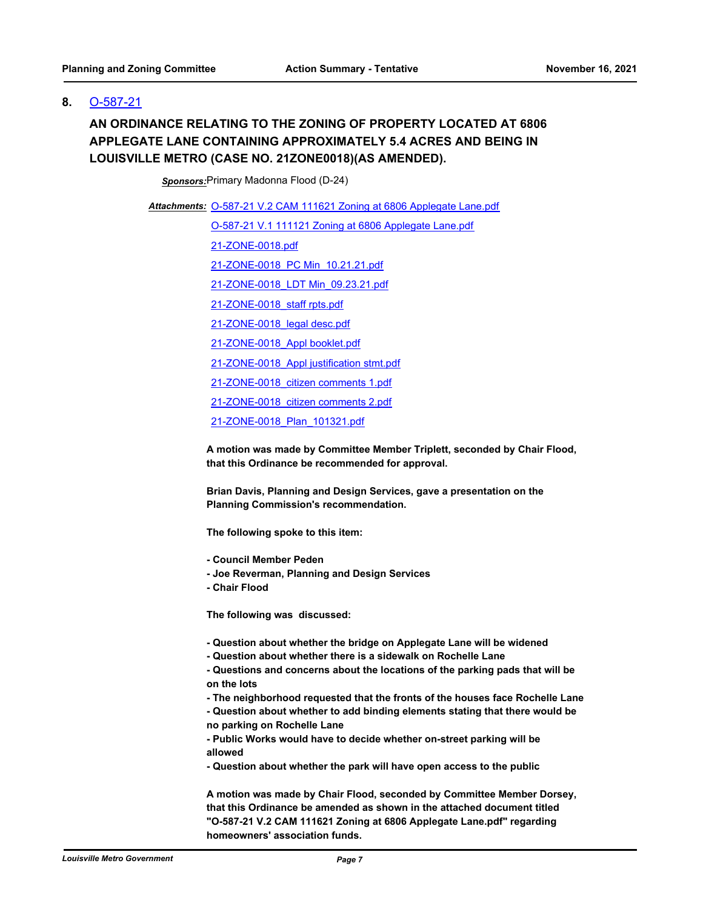**8.** O-587-21

**AN ORDINANCE RELATING TO THE ZONING OF PROPERTY LOCATED AT 6806 APPLEGATE LANE CONTAINING APPROXIMATELY 5.4 ACRES AND BEING IN LOUISVILLE METRO (CASE NO. 21ZONE0018)(AS AMENDED).**

***Sponsors:*** Primary Madonna Flood (D-24)

***Attachments:*** O-587-21 V.2 CAM 111621 Zoning at 6806 Applegate Lane.pdf
O-587-21 V.1 111121 Zoning at 6806 Applegate Lane.pdf
21-ZONE-0018.pdf
21-ZONE-0018_PC Min_10.21.21.pdf
21-ZONE-0018_LDT Min_09.23.21.pdf
21-ZONE-0018_staff rpts.pdf
21-ZONE-0018_legal desc.pdf
21-ZONE-0018_Appl booklet.pdf
21-ZONE-0018_Appl justification stmt.pdf
21-ZONE-0018_citizen comments 1.pdf
21-ZONE-0018_citizen comments 2.pdf
21-ZONE-0018_Plan_101321.pdf

**A motion was made by Committee Member Triplett, seconded by Chair Flood, that this Ordinance be recommended for approval.**

**Brian Davis, Planning and Design Services, gave a presentation on the Planning Commission's recommendation.**

**The following spoke to this item:**

**- Council Member Peden**
**- Joe Reverman, Planning and Design Services**
**- Chair Flood**

**The following was discussed:**

**- Question about whether the bridge on Applegate Lane will be widened**
**- Question about whether there is a sidewalk on Rochelle Lane**
**- Questions and concerns about the locations of the parking pads that will be on the lots**
**- The neighborhood requested that the fronts of the houses face Rochelle Lane**
**- Question about whether to add binding elements stating that there would be no parking on Rochelle Lane**
**- Public Works would have to decide whether on-street parking will be allowed**
**- Question about whether the park will have open access to the public**

**A motion was made by Chair Flood, seconded by Committee Member Dorsey, that this Ordinance be amended as shown in the attached document titled "O-587-21 V.2 CAM 111621 Zoning at 6806 Applegate Lane.pdf" regarding homeowners' association funds.**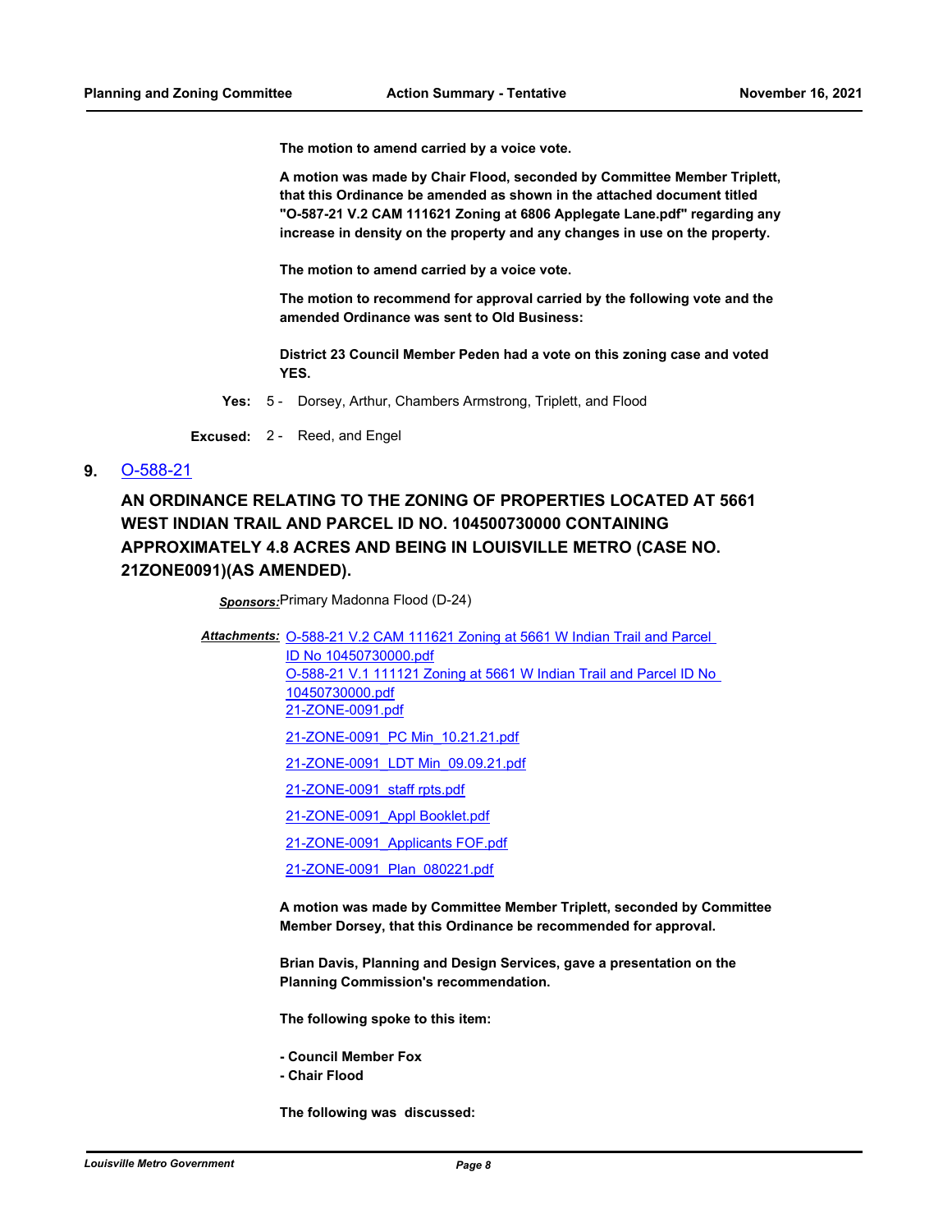**The motion to amend carried by a voice vote.**

**A motion was made by Chair Flood, seconded by Committee Member Triplett, that this Ordinance be amended as shown in the attached document titled "O-587-21 V.2 CAM 111621 Zoning at 6806 Applegate Lane.pdf" regarding any increase in density on the property and any changes in use on the property.**

**The motion to amend carried by a voice vote.**

**The motion to recommend for approval carried by the following vote and the amended Ordinance was sent to Old Business:**

**District 23 Council Member Peden had a vote on this zoning case and voted YES.**

**Yes:** 5 - Dorsey, Arthur, Chambers Armstrong, Triplett, and Flood

**Excused:** 2 - Reed, and Engel

**9.** O-588-21

## AN ORDINANCE RELATING TO THE ZONING OF PROPERTIES LOCATED AT 5661 WEST INDIAN TRAIL AND PARCEL ID NO. 104500730000 CONTAINING APPROXIMATELY 4.8 ACRES AND BEING IN LOUISVILLE METRO (CASE NO. 21ZONE0091)(AS AMENDED).

***Sponsors:*** Primary Madonna Flood (D-24)

***Attachments:*** O-588-21 V.2 CAM 111621 Zoning at 5661 W Indian Trail and Parcel ID No 10450730000.pdf
O-588-21 V.1 111121 Zoning at 5661 W Indian Trail and Parcel ID No 10450730000.pdf
21-ZONE-0091.pdf
21-ZONE-0091_PC Min_10.21.21.pdf
21-ZONE-0091_LDT Min_09.09.21.pdf
21-ZONE-0091_staff rpts.pdf
21-ZONE-0091_Appl Booklet.pdf
21-ZONE-0091_Applicants FOF.pdf
21-ZONE-0091_Plan_080221.pdf

**A motion was made by Committee Member Triplett, seconded by Committee Member Dorsey, that this Ordinance be recommended for approval.**

**Brian Davis, Planning and Design Services, gave a presentation on the Planning Commission's recommendation.**

**The following spoke to this item:**

**- Council Member Fox**
**- Chair Flood**

**The following was discussed:**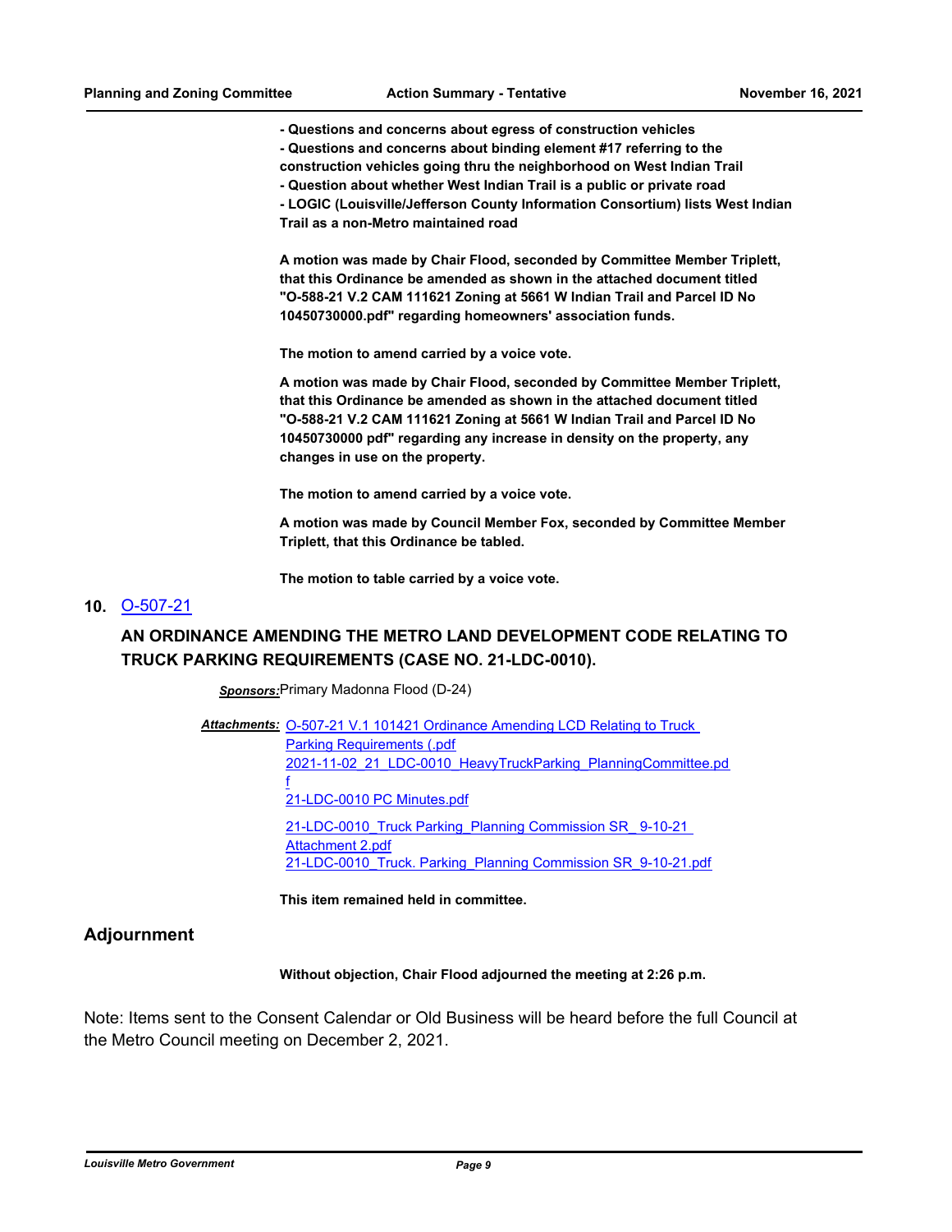**- Questions and concerns about egress of construction vehicles**
**- Questions and concerns about binding element #17 referring to the construction vehicles going thru the neighborhood on West Indian Trail**
**- Question about whether West Indian Trail is a public or private road**
**- LOGIC (Louisville/Jefferson County Information Consortium) lists West Indian Trail as a non-Metro maintained road**

**A motion was made by Chair Flood, seconded by Committee Member Triplett, that this Ordinance be amended as shown in the attached document titled "O-588-21 V.2 CAM 111621 Zoning at 5661 W Indian Trail and Parcel ID No 10450730000.pdf" regarding homeowners' association funds.**

**The motion to amend carried by a voice vote.**

**A motion was made by Chair Flood, seconded by Committee Member Triplett, that this Ordinance be amended as shown in the attached document titled "O-588-21 V.2 CAM 111621 Zoning at 5661 W Indian Trail and Parcel ID No 10450730000 pdf" regarding any increase in density on the property, any changes in use on the property.**

**The motion to amend carried by a voice vote.**

**A motion was made by Council Member Fox, seconded by Committee Member Triplett, that this Ordinance be tabled.**

**The motion to table carried by a voice vote.**

**10.** O-507-21

### AN ORDINANCE AMENDING THE METRO LAND DEVELOPMENT CODE RELATING TO TRUCK PARKING REQUIREMENTS (CASE NO. 21-LDC-0010).

***Sponsors:*** Primary Madonna Flood (D-24)

***Attachments:*** O-507-21 V.1 101421 Ordinance Amending LCD Relating to Truck Parking Requirements (.pdf
2021-11-02_21_LDC-0010_HeavyTruckParking_PlanningCommittee.pdf
21-LDC-0010 PC Minutes.pdf
21-LDC-0010_Truck Parking_Planning Commission SR_ 9-10-21 Attachment 2.pdf
21-LDC-0010_Truck. Parking_Planning Commission SR_9-10-21.pdf

**This item remained held in committee.**

## Adjournment

**Without objection, Chair Flood adjourned the meeting at 2:26 p.m.**

Note: Items sent to the Consent Calendar or Old Business will be heard before the full Council at the Metro Council meeting on December 2, 2021.